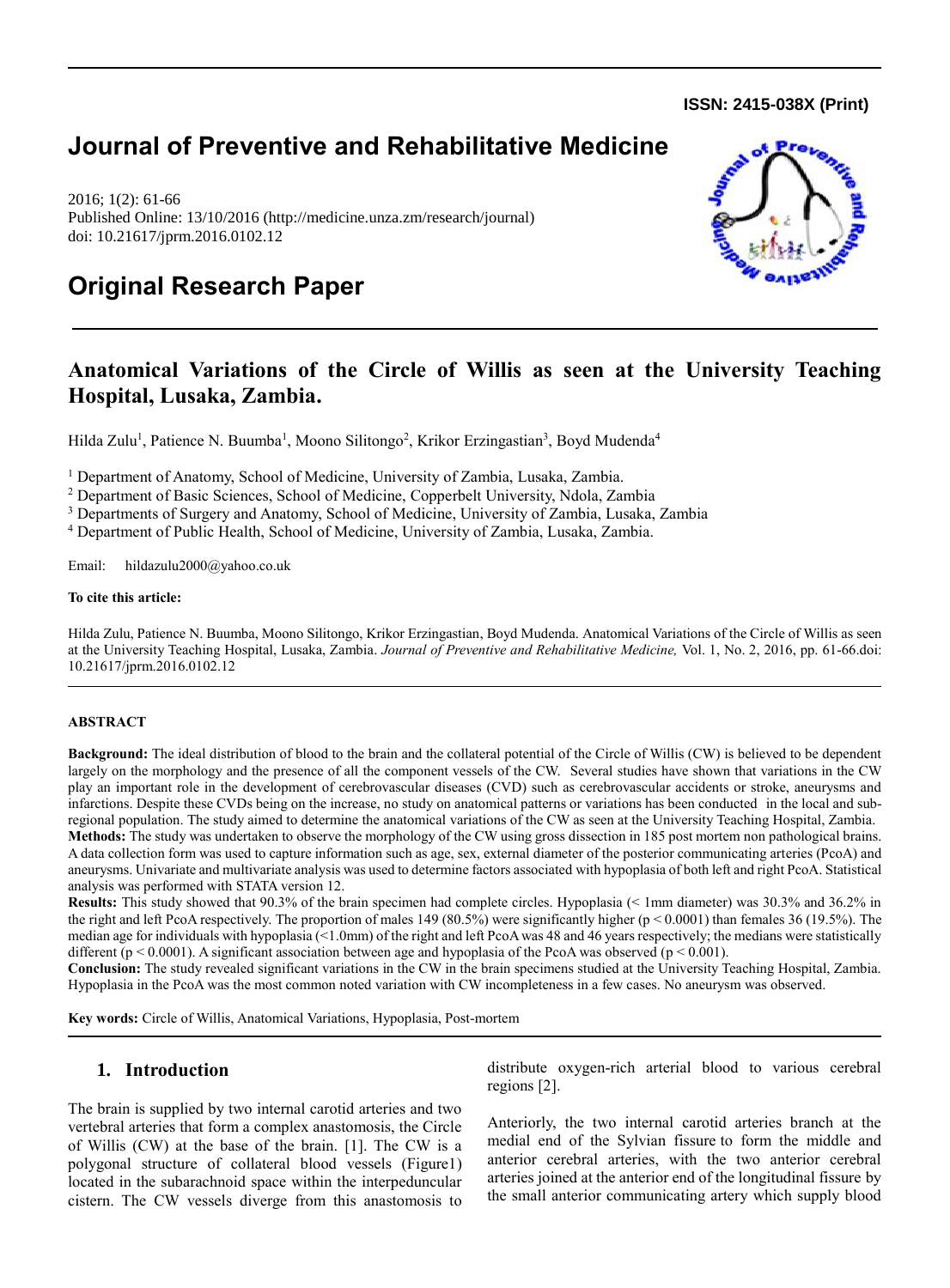**ISSN: 2415-038X (Print)**

# Journal of Preventive and Rehabilitative Medicine

2016; 1(2): 61-66
Published Online: 13/10/2016 (http://medicine.unza.zm/research/journal)
doi: 10.21617/jprm.2016.0102.12

# Original Research Paper

## Anatomical Variations of the Circle of Willis as seen at the University Teaching Hospital, Lusaka, Zambia.

Hilda Zulu[1], Patience N. Buumba[1], Moono Silitongo[2], Krikor Erzingastian[3], Boyd Mudenda[4]

[1] Department of Anatomy, School of Medicine, University of Zambia, Lusaka, Zambia.
[2] Department of Basic Sciences, School of Medicine, Copperbelt University, Ndola, Zambia
[3] Departments of Surgery and Anatomy, School of Medicine, University of Zambia, Lusaka, Zambia
[4] Department of Public Health, School of Medicine, University of Zambia, Lusaka, Zambia.

Email: hildazulu2000@yahoo.co.uk

**To cite this article:**

Hilda Zulu, Patience N. Buumba, Moono Silitongo, Krikor Erzingastian, Boyd Mudenda. Anatomical Variations of the Circle of Willis as seen at the University Teaching Hospital, Lusaka, Zambia. *Journal of Preventive and Rehabilitative Medicine,* Vol. 1, No. 2, 2016, pp. 61-66.doi: 10.21617/jprm.2016.0102.12

**ABSTRACT**

**Background:** The ideal distribution of blood to the brain and the collateral potential of the Circle of Willis (CW) is believed to be dependent largely on the morphology and the presence of all the component vessels of the CW. Several studies have shown that variations in the CW play an important role in the development of cerebrovascular diseases (CVD) such as cerebrovascular accidents or stroke, aneurysms and infarctions. Despite these CVDs being on the increase, no study on anatomical patterns or variations has been conducted in the local and sub-regional population. The study aimed to determine the anatomical variations of the CW as seen at the University Teaching Hospital, Zambia.
**Methods:** The study was undertaken to observe the morphology of the CW using gross dissection in 185 post mortem non pathological brains. A data collection form was used to capture information such as age, sex, external diameter of the posterior communicating arteries (PcoA) and aneurysms. Univariate and multivariate analysis was used to determine factors associated with hypoplasia of both left and right PcoA. Statistical analysis was performed with STATA version 12.
**Results:** This study showed that 90.3% of the brain specimen had complete circles. Hypoplasia (< 1mm diameter) was 30.3% and 36.2% in the right and left PcoA respectively. The proportion of males 149 (80.5%) were significantly higher ($p < 0.0001$) than females 36 (19.5%). The median age for individuals with hypoplasia (<1.0mm) of the right and left PcoA was 48 and 46 years respectively; the medians were statistically different ($p < 0.0001$). A significant association between age and hypoplasia of the PcoA was observed ($p < 0.001$).
**Conclusion:** The study revealed significant variations in the CW in the brain specimens studied at the University Teaching Hospital, Zambia. Hypoplasia in the PcoA was the most common noted variation with CW incompleteness in a few cases. No aneurysm was observed.

**Key words:** Circle of Willis, Anatomical Variations, Hypoplasia, Post-mortem

## 1. Introduction

The brain is supplied by two internal carotid arteries and two vertebral arteries that form a complex anastomosis, the Circle of Willis (CW) at the base of the brain. [1]. The CW is a polygonal structure of collateral blood vessels (Figure1) located in the subarachnoid space within the interpeduncular cistern. The CW vessels diverge from this anastomosis to distribute oxygen-rich arterial blood to various cerebral regions [2].

Anteriorly, the two internal carotid arteries branch at the medial end of the Sylvian fissure to form the middle and anterior cerebral arteries, with the two anterior cerebral arteries joined at the anterior end of the longitudinal fissure by the small anterior communicating artery which supply blood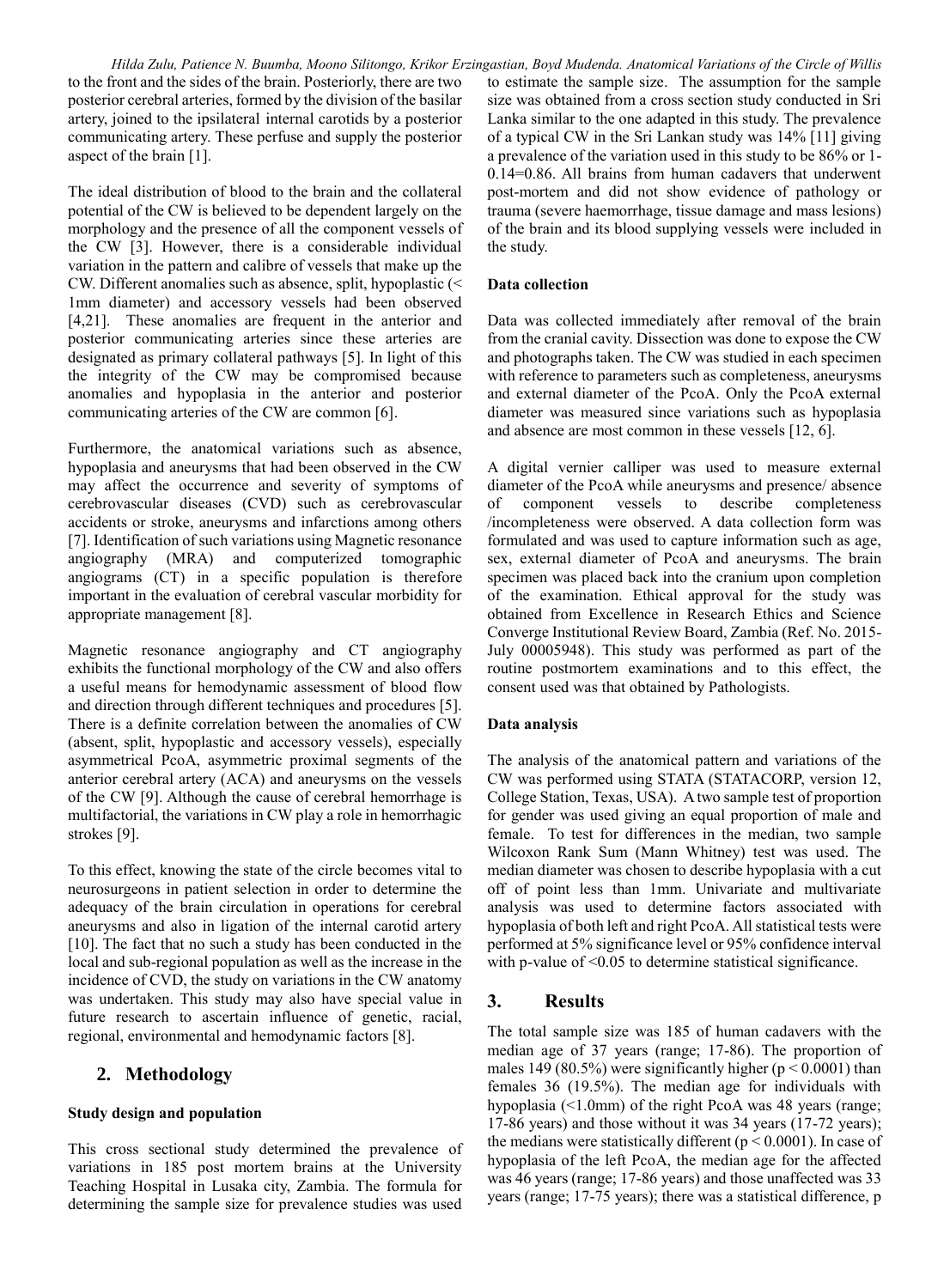to the front and the sides of the brain. Posteriorly, there are two posterior cerebral arteries, formed by the division of the basilar artery, joined to the ipsilateral internal carotids by a posterior communicating artery. These perfuse and supply the posterior aspect of the brain [1].

The ideal distribution of blood to the brain and the collateral potential of the CW is believed to be dependent largely on the morphology and the presence of all the component vessels of the CW [3]. However, there is a considerable individual variation in the pattern and calibre of vessels that make up the CW. Different anomalies such as absence, split, hypoplastic (< 1mm diameter) and accessory vessels had been observed [4,21]. These anomalies are frequent in the anterior and posterior communicating arteries since these arteries are designated as primary collateral pathways [5]. In light of this the integrity of the CW may be compromised because anomalies and hypoplasia in the anterior and posterior communicating arteries of the CW are common [6].

Furthermore, the anatomical variations such as absence, hypoplasia and aneurysms that had been observed in the CW may affect the occurrence and severity of symptoms of cerebrovascular diseases (CVD) such as cerebrovascular accidents or stroke, aneurysms and infarctions among others [7]. Identification of such variations using Magnetic resonance angiography (MRA) and computerized tomographic angiograms (CT) in a specific population is therefore important in the evaluation of cerebral vascular morbidity for appropriate management [8].

Magnetic resonance angiography and CT angiography exhibits the functional morphology of the CW and also offers a useful means for hemodynamic assessment of blood flow and direction through different techniques and procedures [5]. There is a definite correlation between the anomalies of CW (absent, split, hypoplastic and accessory vessels), especially asymmetrical PcoA, asymmetric proximal segments of the anterior cerebral artery (ACA) and aneurysms on the vessels of the CW [9]. Although the cause of cerebral hemorrhage is multifactorial, the variations in CW play a role in hemorrhagic strokes [9].

To this effect, knowing the state of the circle becomes vital to neurosurgeons in patient selection in order to determine the adequacy of the brain circulation in operations for cerebral aneurysms and also in ligation of the internal carotid artery [10]. The fact that no such a study has been conducted in the local and sub-regional population as well as the increase in the incidence of CVD, the study on variations in the CW anatomy was undertaken. This study may also have special value in future research to ascertain influence of genetic, racial, regional, environmental and hemodynamic factors [8].

## 2. Methodology

### Study design and population

This cross sectional study determined the prevalence of variations in 185 post mortem brains at the University Teaching Hospital in Lusaka city, Zambia. The formula for determining the sample size for prevalence studies was used to estimate the sample size. The assumption for the sample size was obtained from a cross section study conducted in Sri Lanka similar to the one adapted in this study. The prevalence of a typical CW in the Sri Lankan study was 14% [11] giving a prevalence of the variation used in this study to be 86% or 1-0.14=0.86. All brains from human cadavers that underwent post-mortem and did not show evidence of pathology or trauma (severe haemorrhage, tissue damage and mass lesions) of the brain and its blood supplying vessels were included in the study.

### Data collection

Data was collected immediately after removal of the brain from the cranial cavity. Dissection was done to expose the CW and photographs taken. The CW was studied in each specimen with reference to parameters such as completeness, aneurysms and external diameter of the PcoA. Only the PcoA external diameter was measured since variations such as hypoplasia and absence are most common in these vessels [12, 6].

A digital vernier calliper was used to measure external diameter of the PcoA while aneurysms and presence/ absence of component vessels to describe completeness /incompleteness were observed. A data collection form was formulated and was used to capture information such as age, sex, external diameter of PcoA and aneurysms. The brain specimen was placed back into the cranium upon completion of the examination. Ethical approval for the study was obtained from Excellence in Research Ethics and Science Converge Institutional Review Board, Zambia (Ref. No. 2015-July 00005948). This study was performed as part of the routine postmortem examinations and to this effect, the consent used was that obtained by Pathologists.

### Data analysis

The analysis of the anatomical pattern and variations of the CW was performed using STATA (STATACORP, version 12, College Station, Texas, USA). A two sample test of proportion for gender was used giving an equal proportion of male and female. To test for differences in the median, two sample Wilcoxon Rank Sum (Mann Whitney) test was used. The median diameter was chosen to describe hypoplasia with a cut off of point less than 1mm. Univariate and multivariate analysis was used to determine factors associated with hypoplasia of both left and right PcoA. All statistical tests were performed at 5% significance level or 95% confidence interval with p-value of $<0.05$ to determine statistical significance.

## 3. Results

The total sample size was 185 of human cadavers with the median age of 37 years (range; 17-86). The proportion of males 149 (80.5%) were significantly higher ($p < 0.0001$) than females 36 (19.5%). The median age for individuals with hypoplasia (<1.0mm) of the right PcoA was 48 years (range; 17-86 years) and those without it was 34 years (17-72 years); the medians were statistically different ($p < 0.0001$). In case of hypoplasia of the left PcoA, the median age for the affected was 46 years (range; 17-86 years) and those unaffected was 33 years (range; 17-75 years); there was a statistical difference, p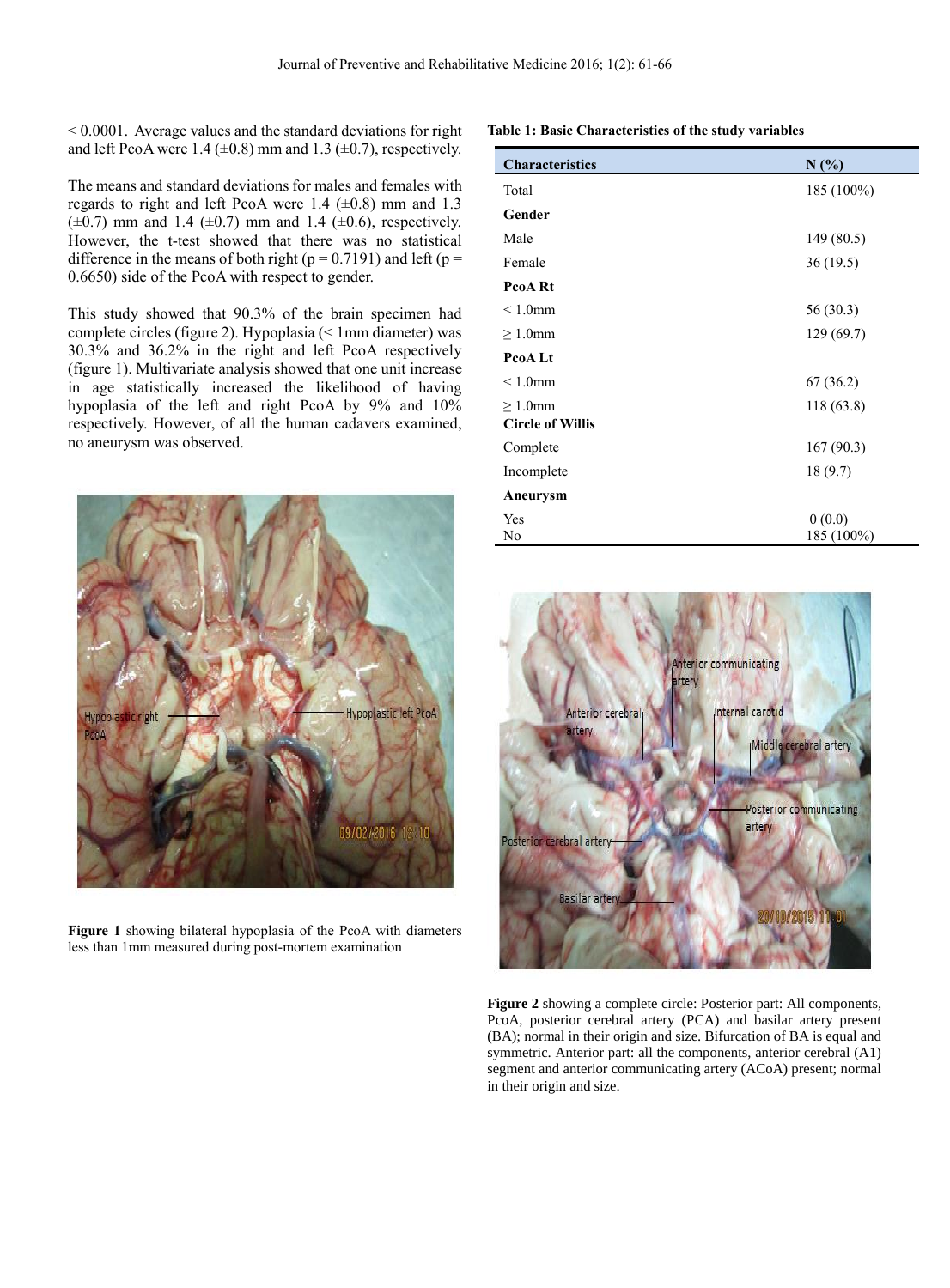< 0.0001. Average values and the standard deviations for right and left PcoA were 1.4 (±0.8) mm and 1.3 (±0.7), respectively.

The means and standard deviations for males and females with regards to right and left PcoA were 1.4 (±0.8) mm and 1.3 (±0.7) mm and 1.4 (±0.7) mm and 1.4 (±0.6), respectively. However, the t-test showed that there was no statistical difference in the means of both right ($p = 0.7191$) and left ($p = 0.6650$) side of the PcoA with respect to gender.

This study showed that 90.3% of the brain specimen had complete circles (figure 2). Hypoplasia (< 1mm diameter) was 30.3% and 36.2% in the right and left PcoA respectively (figure 1). Multivariate analysis showed that one unit increase in age statistically increased the likelihood of having hypoplasia of the left and right PcoA by 9% and 10% respectively. However, of all the human cadavers examined, no aneurysm was observed.

**Figure 1** showing bilateral hypoplasia of the PcoA with diameters less than 1mm measured during post-mortem examination

**Table 1: Basic Characteristics of the study variables**

| Characteristics | N (%) |
|---|---|
| Total | 185 (100%) |
| **Gender** | |
| Male | 149 (80.5) |
| Female | 36 (19.5) |
| **PcoA Rt** | |
| < 1.0mm | 56 (30.3) |
| ≥ 1.0mm | 129 (69.7) |
| **PcoA Lt** | |
| < 1.0mm | 67 (36.2) |
| ≥ 1.0mm | 118 (63.8) |
| **Circle of Willis** | |
| Complete | 167 (90.3) |
| Incomplete | 18 (9.7) |
| **Aneurysm** | |
| Yes | 0 (0.0) |
| No | 185 (100%) |

**Figure 2** showing a complete circle: Posterior part: All components, PcoA, posterior cerebral artery (PCA) and basilar artery present (BA); normal in their origin and size. Bifurcation of BA is equal and symmetric. Anterior part: all the components, anterior cerebral (A1) segment and anterior communicating artery (ACoA) present; normal in their origin and size.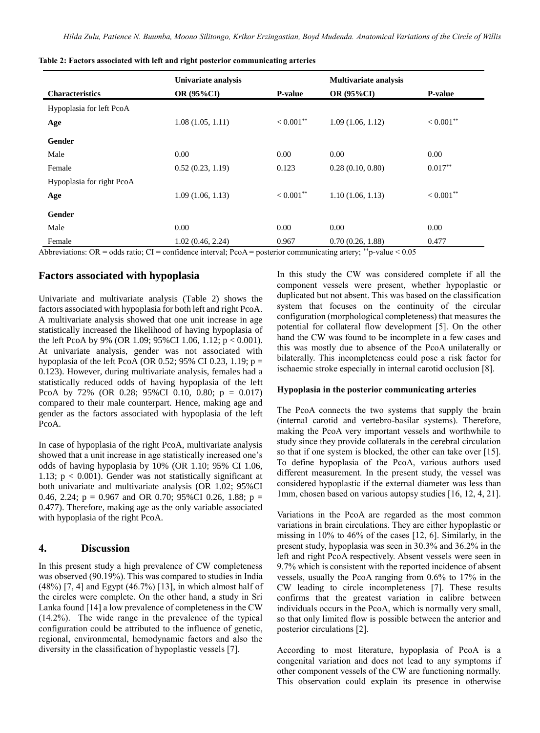**Table 2: Factors associated with left and right posterior communicating arteries**

| | Univariate analysis | | Multivariate analysis | |
|---|---|---|---|---|
| **Characteristics** | **OR (95%CI)** | **P-value** | **OR (95%CI)** | **P-value** |
| Hypoplasia for left PcoA | | | | |
| **Age** | 1.08 (1.05, 1.11) | $< 0.001$** | 1.09 (1.06, 1.12) | $< 0.001$** |
| **Gender** | | | | |
| Male | 0.00 | 0.00 | 0.00 | 0.00 |
| Female | 0.52 (0.23, 1.19) | 0.123 | 0.28 (0.10, 0.80) | 0.017** |
| Hypoplasia for right PcoA | | | | |
| **Age** | 1.09 (1.06, 1.13) | $< 0.001$** | 1.10 (1.06, 1.13) | $< 0.001$** |
| **Gender** | | | | |
| Male | 0.00 | 0.00 | 0.00 | 0.00 |
| Female | 1.02 (0.46, 2.24) | 0.967 | 0.70 (0.26, 1.88) | 0.477 |

Abbreviations: OR = odds ratio; CI = confidence interval; PcoA = posterior communicating artery; **p-value < 0.05

## Factors associated with hypoplasia

Univariate and multivariate analysis (Table 2) shows the factors associated with hypoplasia for both left and right PcoA. A multivariate analysis showed that one unit increase in age statistically increased the likelihood of having hypoplasia of the left PcoA by 9% (OR 1.09; 95%CI 1.06, 1.12; $p < 0.001$). At univariate analysis, gender was not associated with hypoplasia of the left PcoA (OR 0.52; 95% CI 0.23, 1.19; $p = 0.123$). However, during multivariate analysis, females had a statistically reduced odds of having hypoplasia of the left PcoA by 72% (OR 0.28; 95%CI 0.10, 0.80; $p = 0.017$) compared to their male counterpart. Hence, making age and gender as the factors associated with hypoplasia of the left PcoA.

In case of hypoplasia of the right PcoA, multivariate analysis showed that a unit increase in age statistically increased one's odds of having hypoplasia by 10% (OR 1.10; 95% CI 1.06, 1.13; $p < 0.001$). Gender was not statistically significant at both univariate and multivariate analysis (OR 1.02; 95%CI 0.46, 2.24; $p = 0.967$ and OR 0.70; 95%CI 0.26, 1.88; $p = 0.477$). Therefore, making age as the only variable associated with hypoplasia of the right PcoA.

## 4. Discussion

In this present study a high prevalence of CW completeness was observed (90.19%). This was compared to studies in India (48%) [7, 4] and Egypt (46.7%) [13], in which almost half of the circles were complete. On the other hand, a study in Sri Lanka found [14] a low prevalence of completeness in the CW (14.2%). The wide range in the prevalence of the typical configuration could be attributed to the influence of genetic, regional, environmental, hemodynamic factors and also the diversity in the classification of hypoplastic vessels [7].

In this study the CW was considered complete if all the component vessels were present, whether hypoplastic or duplicated but not absent. This was based on the classification system that focuses on the continuity of the circular configuration (morphological completeness) that measures the potential for collateral flow development [5]. On the other hand the CW was found to be incomplete in a few cases and this was mostly due to absence of the PcoA unilaterally or bilaterally. This incompleteness could pose a risk factor for ischaemic stroke especially in internal carotid occlusion [8].

### Hypoplasia in the posterior communicating arteries

The PcoA connects the two systems that supply the brain (internal carotid and vertebro-basilar systems). Therefore, making the PcoA very important vessels and worthwhile to study since they provide collaterals in the cerebral circulation so that if one system is blocked, the other can take over [15]. To define hypoplasia of the PcoA, various authors used different measurement. In the present study, the vessel was considered hypoplastic if the external diameter was less than 1mm, chosen based on various autopsy studies [16, 12, 4, 21].

Variations in the PcoA are regarded as the most common variations in brain circulations. They are either hypoplastic or missing in 10% to 46% of the cases [12, 6]. Similarly, in the present study, hypoplasia was seen in 30.3% and 36.2% in the left and right PcoA respectively. Absent vessels were seen in 9.7% which is consistent with the reported incidence of absent vessels, usually the PcoA ranging from 0.6% to 17% in the CW leading to circle incompleteness [7]. These results confirms that the greatest variation in calibre between individuals occurs in the PcoA, which is normally very small, so that only limited flow is possible between the anterior and posterior circulations [2].

According to most literature, hypoplasia of PcoA is a congenital variation and does not lead to any symptoms if other component vessels of the CW are functioning normally. This observation could explain its presence in otherwise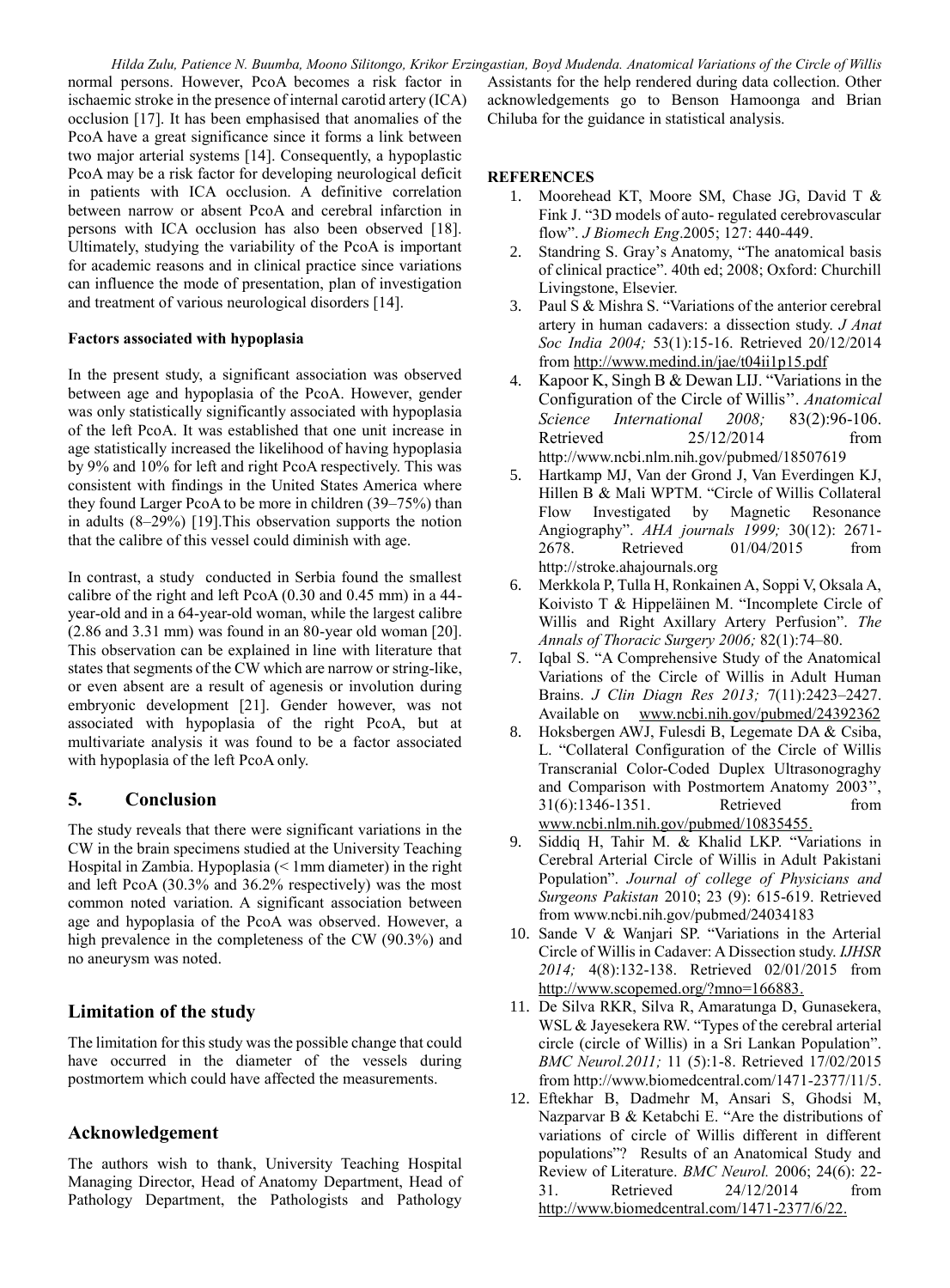normal persons. However, PcoA becomes a risk factor in ischaemic stroke in the presence of internal carotid artery (ICA) occlusion [17]. It has been emphasised that anomalies of the PcoA have a great significance since it forms a link between two major arterial systems [14]. Consequently, a hypoplastic PcoA may be a risk factor for developing neurological deficit in patients with ICA occlusion. A definitive correlation between narrow or absent PcoA and cerebral infarction in persons with ICA occlusion has also been observed [18]. Ultimately, studying the variability of the PcoA is important for academic reasons and in clinical practice since variations can influence the mode of presentation, plan of investigation and treatment of various neurological disorders [14].

**Factors associated with hypoplasia**

In the present study, a significant association was observed between age and hypoplasia of the PcoA. However, gender was only statistically significantly associated with hypoplasia of the left PcoA. It was established that one unit increase in age statistically increased the likelihood of having hypoplasia by 9% and 10% for left and right PcoA respectively. This was consistent with findings in the United States America where they found Larger PcoA to be more in children (39–75%) than in adults (8–29%) [19].This observation supports the notion that the calibre of this vessel could diminish with age.

In contrast, a study conducted in Serbia found the smallest calibre of the right and left PcoA (0.30 and 0.45 mm) in a 44-year-old and in a 64-year-old woman, while the largest calibre (2.86 and 3.31 mm) was found in an 80-year old woman [20]. This observation can be explained in line with literature that states that segments of the CW which are narrow or string-like, or even absent are a result of agenesis or involution during embryonic development [21]. Gender however, was not associated with hypoplasia of the right PcoA, but at multivariate analysis it was found to be a factor associated with hypoplasia of the left PcoA only.

## 5. Conclusion

The study reveals that there were significant variations in the CW in the brain specimens studied at the University Teaching Hospital in Zambia. Hypoplasia (< 1mm diameter) in the right and left PcoA (30.3% and 36.2% respectively) was the most common noted variation. A significant association between age and hypoplasia of the PcoA was observed. However, a high prevalence in the completeness of the CW (90.3%) and no aneurysm was noted.

## Limitation of the study

The limitation for this study was the possible change that could have occurred in the diameter of the vessels during postmortem which could have affected the measurements.

## Acknowledgement

The authors wish to thank, University Teaching Hospital Managing Director, Head of Anatomy Department, Head of Pathology Department, the Pathologists and Pathology Assistants for the help rendered during data collection. Other acknowledgements go to Benson Hamoonga and Brian Chiluba for the guidance in statistical analysis.

**REFERENCES**

1. Moorehead KT, Moore SM, Chase JG, David T & Fink J. "3D models of auto- regulated cerebrovascular flow". *J Biomech Eng*.2005; 127: 440-449.
2. Standring S. Gray's Anatomy, "The anatomical basis of clinical practice". 40th ed; 2008; Oxford: Churchill Livingstone, Elsevier.
3. Paul S & Mishra S. "Variations of the anterior cerebral artery in human cadavers: a dissection study. *J Anat Soc India 2004;* 53(1):15-16. Retrieved 20/12/2014 from http://www.medind.in/jae/t04ii1p15.pdf
4. Kapoor K, Singh B & Dewan LIJ. "Variations in the Configuration of the Circle of Willis''. *Anatomical Science International 2008;* 83(2):96-106. Retrieved 25/12/2014 from http://www.ncbi.nlm.nih.gov/pubmed/18507619
5. Hartkamp MJ, Van der Grond J, Van Everdingen KJ, Hillen B & Mali WPTM. "Circle of Willis Collateral Flow Investigated by Magnetic Resonance Angiography". *AHA journals 1999;* 30(12): 2671-2678. Retrieved 01/04/2015 from http://stroke.ahajournals.org
6. Merkkola P, Tulla H, Ronkainen A, Soppi V, Oksala A, Koivisto T & Hippeläinen M. "Incomplete Circle of Willis and Right Axillary Artery Perfusion". *The Annals of Thoracic Surgery 2006;* 82(1):74–80.
7. Iqbal S. "A Comprehensive Study of the Anatomical Variations of the Circle of Willis in Adult Human Brains. *J Clin Diagn Res 2013;* 7(11):2423–2427. Available on www.ncbi.nih.gov/pubmed/24392362
8. Hoksbergen AWJ, Fulesdi B, Legemate DA & Csiba, L. "Collateral Configuration of the Circle of Willis Transcranial Color-Coded Duplex Ultrasonograghy and Comparison with Postmortem Anatomy 2003'', 31(6):1346-1351. Retrieved from www.ncbi.nlm.nih.gov/pubmed/10835455.
9. Siddiq H, Tahir M. & Khalid LKP. "Variations in Cerebral Arterial Circle of Willis in Adult Pakistani Population". *Journal of college of Physicians and Surgeons Pakistan* 2010; 23 (9): 615-619. Retrieved from www.ncbi.nih.gov/pubmed/24034183
10. Sande V & Wanjari SP. "Variations in the Arterial Circle of Willis in Cadaver: A Dissection study. *IJHSR 2014;* 4(8):132-138. Retrieved 02/01/2015 from http://www.scopemed.org/?mno=166883.
11. De Silva RKR, Silva R, Amaratunga D, Gunasekera, WSL & Jayesekera RW. "Types of the cerebral arterial circle (circle of Willis) in a Sri Lankan Population". *BMC Neurol.2011;* 11 (5):1-8. Retrieved 17/02/2015 from http://www.biomedcentral.com/1471-2377/11/5.
12. Eftekhar B, Dadmehr M, Ansari S, Ghodsi M, Nazparvar B & Ketabchi E. "Are the distributions of variations of circle of Willis different in different populations"? Results of an Anatomical Study and Review of Literature. *BMC Neurol.* 2006; 24(6): 22-31. Retrieved 24/12/2014 from http://www.biomedcentral.com/1471-2377/6/22.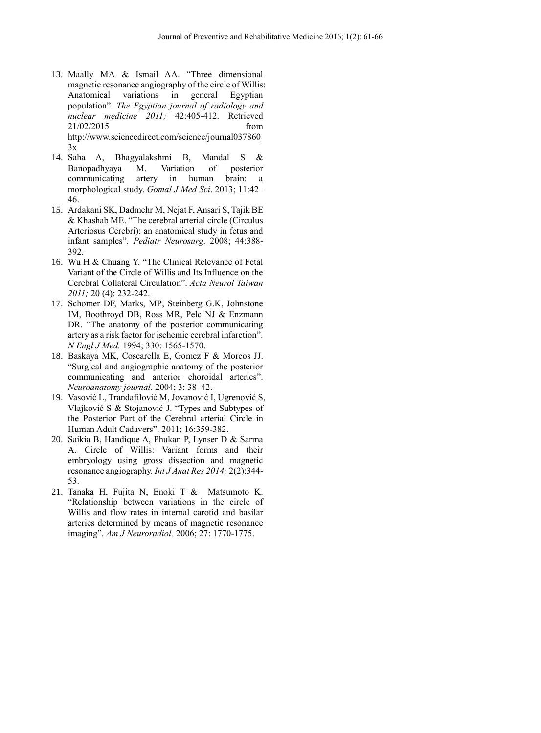13. Maally MA & Ismail AA. "Three dimensional magnetic resonance angiography of the circle of Willis: Anatomical variations in general Egyptian population". *The Egyptian journal of radiology and nuclear medicine 2011;* 42:405-412. Retrieved 21/02/2015 from http://www.sciencedirect.com/science/journal0378603x
14. Saha A, Bhagyalakshmi B, Mandal S & Banopadhyaya M. Variation of posterior communicating artery in human brain: a morphological study. *Gomal J Med Sci*. 2013; 11:42–46.
15. Ardakani SK, Dadmehr M, Nejat F, Ansari S, Tajik BE & Khashab ME. "The cerebral arterial circle (Circulus Arteriosus Cerebri): an anatomical study in fetus and infant samples". *Pediatr Neurosurg*. 2008; 44:388-392.
16. Wu H & Chuang Y. "The Clinical Relevance of Fetal Variant of the Circle of Willis and Its Influence on the Cerebral Collateral Circulation". *Acta Neurol Taiwan 2011;* 20 (4): 232-242.
17. Schomer DF, Marks, MP, Steinberg G.K, Johnstone IM, Boothroyd DB, Ross MR, Pelc NJ & Enzmann DR. "The anatomy of the posterior communicating artery as a risk factor for ischemic cerebral infarction". *N Engl J Med.* 1994; 330: 1565-1570.
18. Baskaya MK, Coscarella E, Gomez F & Morcos JJ. "Surgical and angiographic anatomy of the posterior communicating and anterior choroidal arteries". *Neuroanatomy journal*. 2004; 3: 38–42.
19. Vasović L, Trandafilović M, Jovanović I, Ugrenović S, Vlajković S & Stojanović J. "Types and Subtypes of the Posterior Part of the Cerebral arterial Circle in Human Adult Cadavers". 2011; 16:359-382.
20. Saikia B, Handique A, Phukan P, Lynser D & Sarma A. Circle of Willis: Variant forms and their embryology using gross dissection and magnetic resonance angiography. *Int J Anat Res 2014;* 2(2):344-53.
21. Tanaka H, Fujita N, Enoki T & Matsumoto K. "Relationship between variations in the circle of Willis and flow rates in internal carotid and basilar arteries determined by means of magnetic resonance imaging". *Am J Neuroradiol.* 2006; 27: 1770-1775.